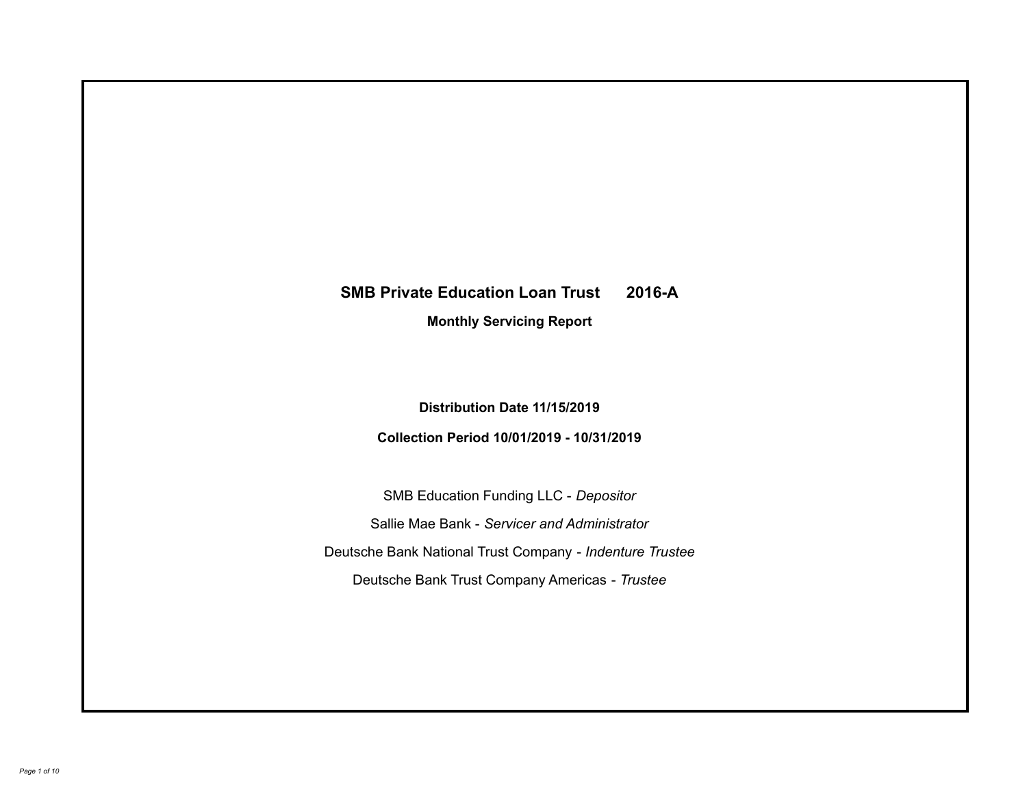# SMB Private Education Loan Trust 2016-A

## Monthly Servicing Report

**Distribution Date 11/15/2019**

**Collection Period 10/01/2019 - 10/31/2019**

SMB Education Funding LLC - *Depositor*

Sallie Mae Bank - *Servicer and Administrator*

Deutsche Bank National Trust Company - *Indenture Trustee*

Deutsche Bank Trust Company Americas - *Trustee*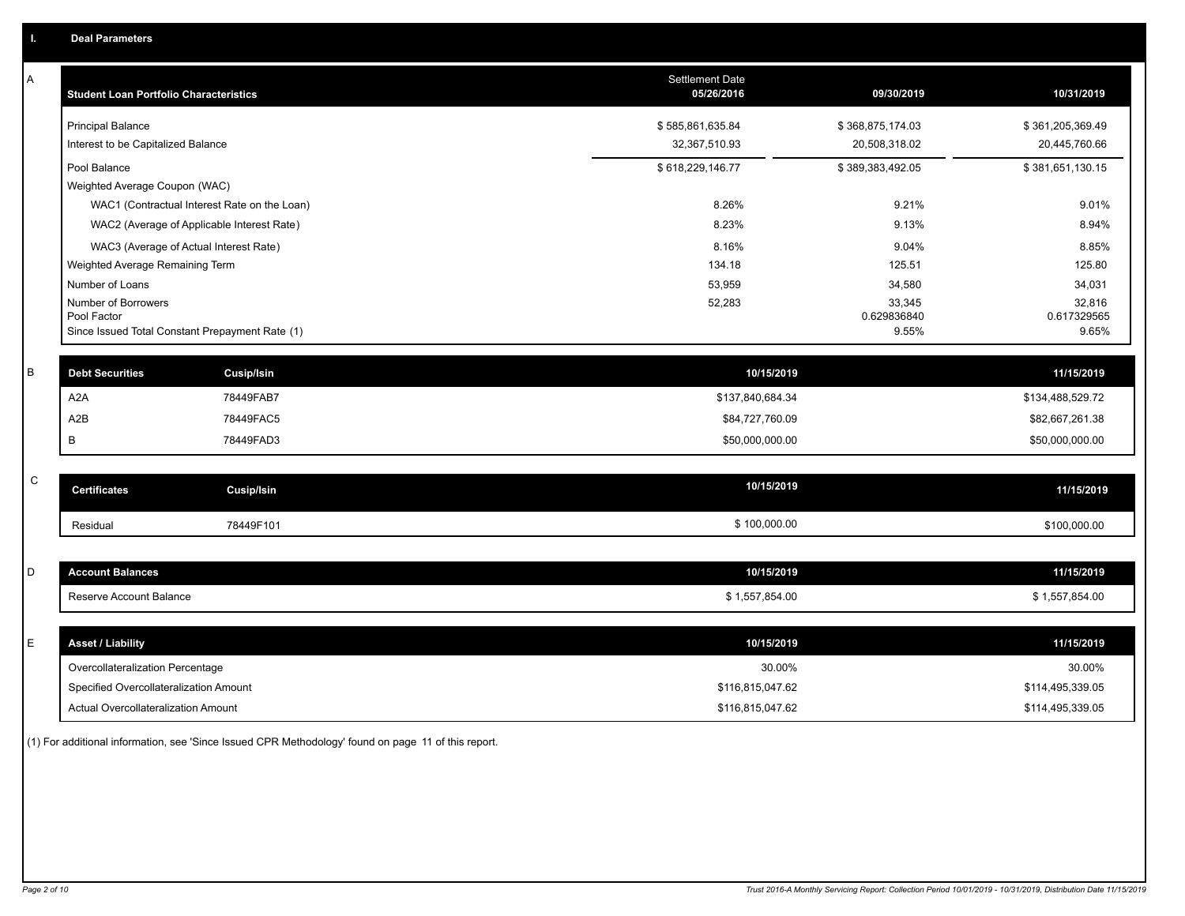## I. Deal Parameters

### A

| Student Loan Portfolio Characteristics | Settlement Date 05/26/2016 | 09/30/2019 | 10/31/2019 |
|---|---|---|---|
| Principal Balance | $ 585,861,635.84 | $ 368,875,174.03 | $ 361,205,369.49 |
| Interest to be Capitalized Balance | 32,367,510.93 | 20,508,318.02 | 20,445,760.66 |
| Pool Balance | $ 618,229,146.77 | $ 389,383,492.05 | $ 381,651,130.15 |
| Weighted Average Coupon (WAC) | | | |
| WAC1 (Contractual Interest Rate on the Loan) | 8.26% | 9.21% | 9.01% |
| WAC2 (Average of Applicable Interest Rate) | 8.23% | 9.13% | 8.94% |
| WAC3 (Average of Actual Interest Rate) | 8.16% | 9.04% | 8.85% |
| Weighted Average Remaining Term | 134.18 | 125.51 | 125.80 |
| Number of Loans | 53,959 | 34,580 | 34,031 |
| Number of Borrowers | 52,283 | 33,345 | 32,816 |
| Pool Factor | | 0.629836840 | 0.617329565 |
| Since Issued Total Constant Prepayment Rate (1) | | 9.55% | 9.65% |

### B

| Debt Securities | Cusip/Isin | 10/15/2019 | 11/15/2019 |
|---|---|---|---|
| A2A | 78449FAB7 | $137,840,684.34 | $134,488,529.72 |
| A2B | 78449FAC5 | $84,727,760.09 | $82,667,261.38 |
| B | 78449FAD3 | $50,000,000.00 | $50,000,000.00 |

### C

| Certificates | Cusip/Isin | 10/15/2019 | 11/15/2019 |
|---|---|---|---|
| Residual | 78449F101 | $ 100,000.00 | $100,000.00 |

### D

| Account Balances | 10/15/2019 | 11/15/2019 |
|---|---|---|
| Reserve Account Balance | $ 1,557,854.00 | $ 1,557,854.00 |

### E

| Asset / Liability | 10/15/2019 | 11/15/2019 |
|---|---|---|
| Overcollateralization Percentage | 30.00% | 30.00% |
| Specified Overcollateralization Amount | $116,815,047.62 | $114,495,339.05 |
| Actual Overcollateralization Amount | $116,815,047.62 | $114,495,339.05 |

(1) For additional information, see 'Since Issued CPR Methodology' found on page 11 of this report.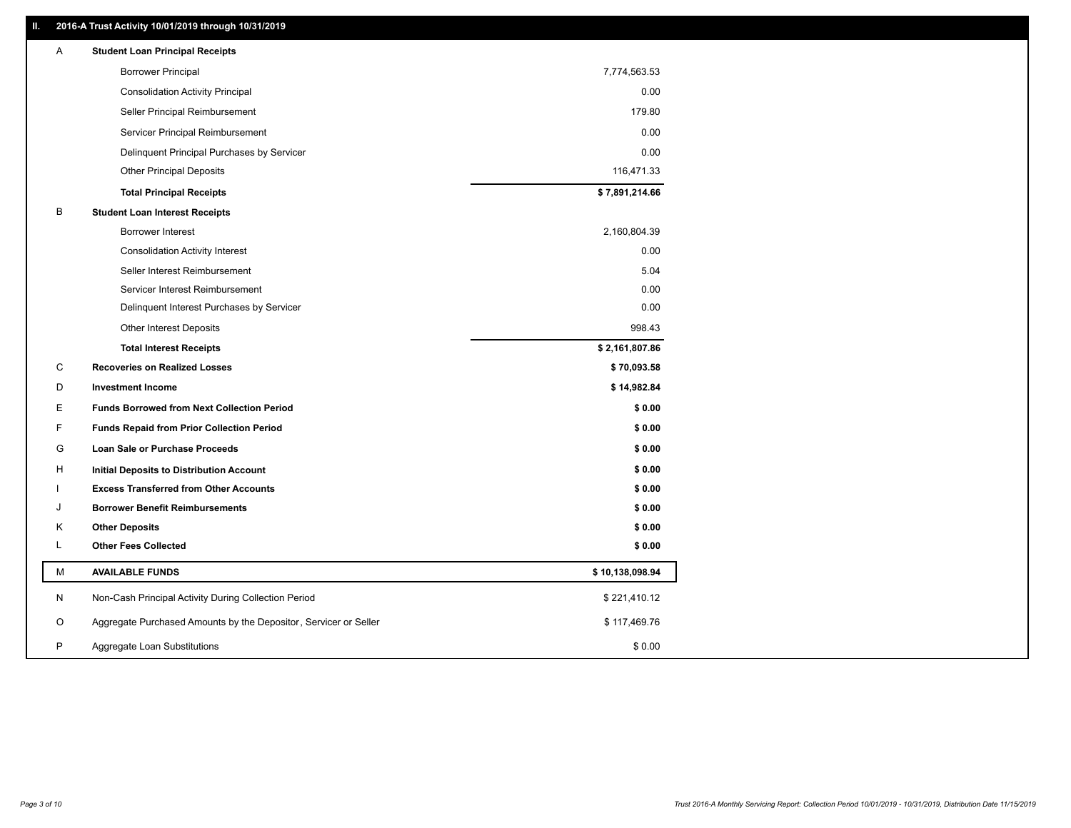## II. 2016-A Trust Activity 10/01/2019 through 10/31/2019

| | | |
|---|---|---|
| A | **Student Loan Principal Receipts** | |
| | Borrower Principal | 7,774,563.53 |
| | Consolidation Activity Principal | 0.00 |
| | Seller Principal Reimbursement | 179.80 |
| | Servicer Principal Reimbursement | 0.00 |
| | Delinquent Principal Purchases by Servicer | 0.00 |
| | Other Principal Deposits | 116,471.33 |
| | **Total Principal Receipts** | **$ 7,891,214.66** |
| B | **Student Loan Interest Receipts** | |
| | Borrower Interest | 2,160,804.39 |
| | Consolidation Activity Interest | 0.00 |
| | Seller Interest Reimbursement | 5.04 |
| | Servicer Interest Reimbursement | 0.00 |
| | Delinquent Interest Purchases by Servicer | 0.00 |
| | Other Interest Deposits | 998.43 |
| | **Total Interest Receipts** | **$ 2,161,807.86** |
| C | **Recoveries on Realized Losses** | **$ 70,093.58** |
| D | **Investment Income** | **$ 14,982.84** |
| E | **Funds Borrowed from Next Collection Period** | **$ 0.00** |
| F | **Funds Repaid from Prior Collection Period** | **$ 0.00** |
| G | **Loan Sale or Purchase Proceeds** | **$ 0.00** |
| H | **Initial Deposits to Distribution Account** | **$ 0.00** |
| I | **Excess Transferred from Other Accounts** | **$ 0.00** |
| J | **Borrower Benefit Reimbursements** | **$ 0.00** |
| K | **Other Deposits** | **$ 0.00** |
| L | **Other Fees Collected** | **$ 0.00** |
| M | **AVAILABLE FUNDS** | **$ 10,138,098.94** |
| N | Non-Cash Principal Activity During Collection Period | $ 221,410.12 |
| O | Aggregate Purchased Amounts by the Depositor, Servicer or Seller | $ 117,469.76 |
| P | Aggregate Loan Substitutions | $ 0.00 |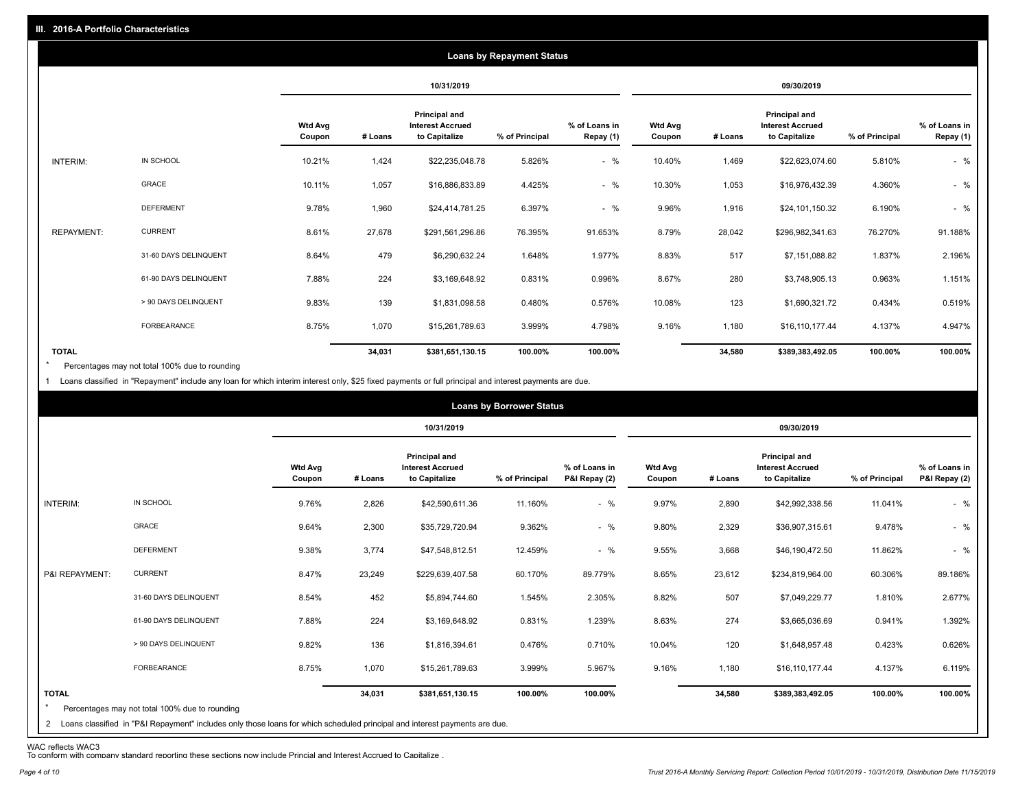## III. 2016-A Portfolio Characteristics

### Loans by Repayment Status

| | | 10/31/2019 | | | | | 09/30/2019 | | | | |
|---|---|---|---|---|---|---|---|---|---|---|---|
| | | Wtd Avg Coupon | # Loans | Principal and Interest Accrued to Capitalize | % of Principal | % of Loans in Repay (1) | Wtd Avg Coupon | # Loans | Principal and Interest Accrued to Capitalize | % of Principal | % of Loans in Repay (1) |
| INTERIM: | IN SCHOOL | 10.21% | 1,424 | $22,235,048.78 | 5.826% | - % | 10.40% | 1,469 | $22,623,074.60 | 5.810% | - % |
| | GRACE | 10.11% | 1,057 | $16,886,833.89 | 4.425% | - % | 10.30% | 1,053 | $16,976,432.39 | 4.360% | - % |
| | DEFERMENT | 9.78% | 1,960 | $24,414,781.25 | 6.397% | - % | 9.96% | 1,916 | $24,101,150.32 | 6.190% | - % |
| REPAYMENT: | CURRENT | 8.61% | 27,678 | $291,561,296.86 | 76.395% | 91.653% | 8.79% | 28,042 | $296,982,341.63 | 76.270% | 91.188% |
| | 31-60 DAYS DELINQUENT | 8.64% | 479 | $6,290,632.24 | 1.648% | 1.977% | 8.83% | 517 | $7,151,088.82 | 1.837% | 2.196% |
| | 61-90 DAYS DELINQUENT | 7.88% | 224 | $3,169,648.92 | 0.831% | 0.996% | 8.67% | 280 | $3,748,905.13 | 0.963% | 1.151% |
| | > 90 DAYS DELINQUENT | 9.83% | 139 | $1,831,098.58 | 0.480% | 0.576% | 10.08% | 123 | $1,690,321.72 | 0.434% | 0.519% |
| | FORBEARANCE | 8.75% | 1,070 | $15,261,789.63 | 3.999% | 4.798% | 9.16% | 1,180 | $16,110,177.44 | 4.137% | 4.947% |
| **TOTAL** | | | **34,031** | **$381,651,130.15** | **100.00%** | **100.00%** | | **34,580** | **$389,383,492.05** | **100.00%** | **100.00%** |

\* Percentages may not total 100% due to rounding

1 Loans classified in "Repayment" include any loan for which interim interest only, $25 fixed payments or full principal and interest payments are due.

### Loans by Borrower Status

| | | 10/31/2019 | | | | | 09/30/2019 | | | | |
|---|---|---|---|---|---|---|---|---|---|---|---|
| | | Wtd Avg Coupon | # Loans | Principal and Interest Accrued to Capitalize | % of Principal | % of Loans in P&I Repay (2) | Wtd Avg Coupon | # Loans | Principal and Interest Accrued to Capitalize | % of Principal | % of Loans in P&I Repay (2) |
| INTERIM: | IN SCHOOL | 9.76% | 2,826 | $42,590,611.36 | 11.160% | - % | 9.97% | 2,890 | $42,992,338.56 | 11.041% | - % |
| | GRACE | 9.64% | 2,300 | $35,729,720.94 | 9.362% | - % | 9.80% | 2,329 | $36,907,315.61 | 9.478% | - % |
| | DEFERMENT | 9.38% | 3,774 | $47,548,812.51 | 12.459% | - % | 9.55% | 3,668 | $46,190,472.50 | 11.862% | - % |
| P&I REPAYMENT: | CURRENT | 8.47% | 23,249 | $229,639,407.58 | 60.170% | 89.779% | 8.65% | 23,612 | $234,819,964.00 | 60.306% | 89.186% |
| | 31-60 DAYS DELINQUENT | 8.54% | 452 | $5,894,744.60 | 1.545% | 2.305% | 8.82% | 507 | $7,049,229.77 | 1.810% | 2.677% |
| | 61-90 DAYS DELINQUENT | 7.88% | 224 | $3,169,648.92 | 0.831% | 1.239% | 8.63% | 274 | $3,665,036.69 | 0.941% | 1.392% |
| | > 90 DAYS DELINQUENT | 9.82% | 136 | $1,816,394.61 | 0.476% | 0.710% | 10.04% | 120 | $1,648,957.48 | 0.423% | 0.626% |
| | FORBEARANCE | 8.75% | 1,070 | $15,261,789.63 | 3.999% | 5.967% | 9.16% | 1,180 | $16,110,177.44 | 4.137% | 6.119% |
| **TOTAL** | | | **34,031** | **$381,651,130.15** | **100.00%** | **100.00%** | | **34,580** | **$389,383,492.05** | **100.00%** | **100.00%** |

\* Percentages may not total 100% due to rounding

2 Loans classified in "P&I Repayment" includes only those loans for which scheduled principal and interest payments are due.

WAC reflects WAC3

To conform with company standard reporting these sections now include Princial and Interest Accrued to Capitalize .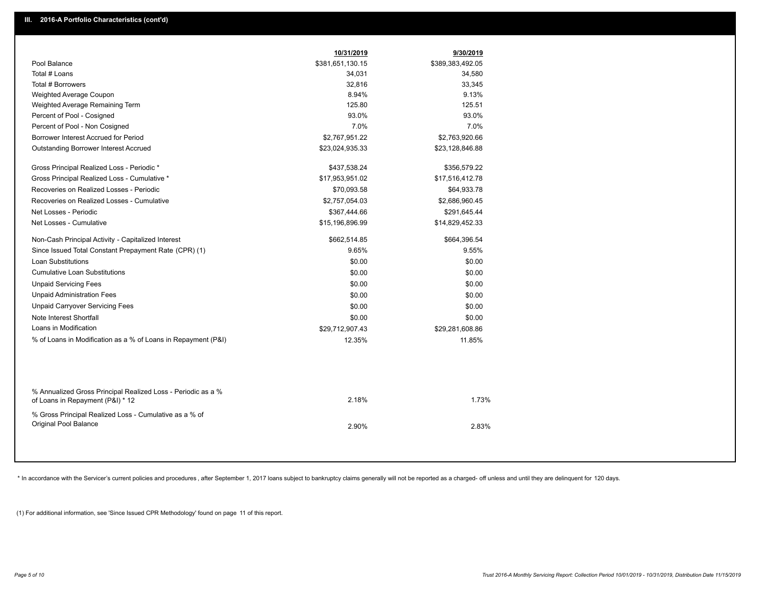## III. 2016-A Portfolio Characteristics (cont'd)

| | 10/31/2019 | 9/30/2019 |
|---|---|---|
| Pool Balance | $381,651,130.15 | $389,383,492.05 |
| Total # Loans | 34,031 | 34,580 |
| Total # Borrowers | 32,816 | 33,345 |
| Weighted Average Coupon | 8.94% | 9.13% |
| Weighted Average Remaining Term | 125.80 | 125.51 |
| Percent of Pool - Cosigned | 93.0% | 93.0% |
| Percent of Pool - Non Cosigned | 7.0% | 7.0% |
| Borrower Interest Accrued for Period | $2,767,951.22 | $2,763,920.66 |
| Outstanding Borrower Interest Accrued | $23,024,935.33 | $23,128,846.88 |
| Gross Principal Realized Loss - Periodic * | $437,538.24 | $356,579.22 |
| Gross Principal Realized Loss - Cumulative * | $17,953,951.02 | $17,516,412.78 |
| Recoveries on Realized Losses - Periodic | $70,093.58 | $64,933.78 |
| Recoveries on Realized Losses - Cumulative | $2,757,054.03 | $2,686,960.45 |
| Net Losses - Periodic | $367,444.66 | $291,645.44 |
| Net Losses - Cumulative | $15,196,896.99 | $14,829,452.33 |
| Non-Cash Principal Activity - Capitalized Interest | $662,514.85 | $664,396.54 |
| Since Issued Total Constant Prepayment Rate (CPR) (1) | 9.65% | 9.55% |
| Loan Substitutions | $0.00 | $0.00 |
| Cumulative Loan Substitutions | $0.00 | $0.00 |
| Unpaid Servicing Fees | $0.00 | $0.00 |
| Unpaid Administration Fees | $0.00 | $0.00 |
| Unpaid Carryover Servicing Fees | $0.00 | $0.00 |
| Note Interest Shortfall | $0.00 | $0.00 |
| Loans in Modification | $29,712,907.43 | $29,281,608.86 |
| % of Loans in Modification as a % of Loans in Repayment (P&I) | 12.35% | 11.85% |
| % Annualized Gross Principal Realized Loss - Periodic as a % of Loans in Repayment (P&I) * 12 | 2.18% | 1.73% |
| % Gross Principal Realized Loss - Cumulative as a % of Original Pool Balance | 2.90% | 2.83% |

* In accordance with the Servicer's current policies and procedures , after September 1, 2017 loans subject to bankruptcy claims generally will not be reported as a charged- off unless and until they are delinquent for 120 days.

(1) For additional information, see 'Since Issued CPR Methodology' found on page 11 of this report.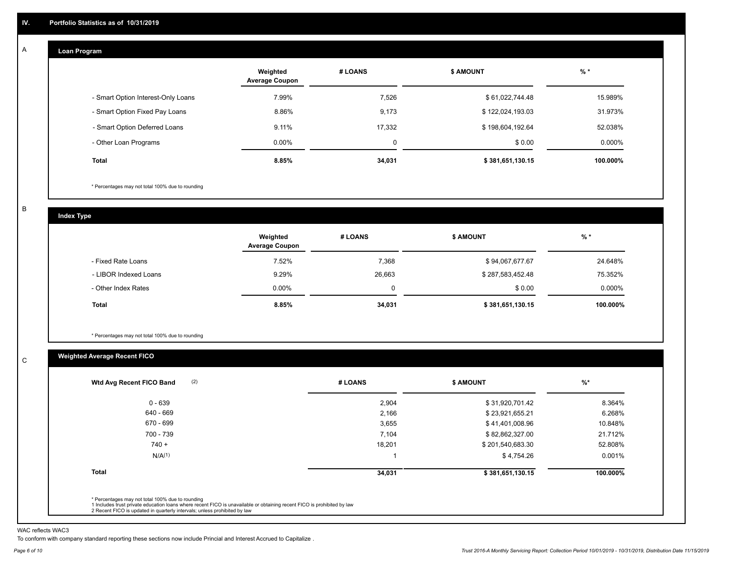## IV. Portfolio Statistics as of 10/31/2019

### A

#### Loan Program

| | Weighted Average Coupon | # LOANS | $ AMOUNT | % * |
|---|---|---|---|---|
| - Smart Option Interest-Only Loans | 7.99% | 7,526 | $ 61,022,744.48 | 15.989% |
| - Smart Option Fixed Pay Loans | 8.86% | 9,173 | $ 122,024,193.03 | 31.973% |
| - Smart Option Deferred Loans | 9.11% | 17,332 | $ 198,604,192.64 | 52.038% |
| - Other Loan Programs | 0.00% | 0 | $ 0.00 | 0.000% |
| **Total** | **8.85%** | **34,031** | **$ 381,651,130.15** | **100.000%** |

* Percentages may not total 100% due to rounding

### B

#### Index Type

| | Weighted Average Coupon | # LOANS | $ AMOUNT | % * |
|---|---|---|---|---|
| - Fixed Rate Loans | 7.52% | 7,368 | $ 94,067,677.67 | 24.648% |
| - LIBOR Indexed Loans | 9.29% | 26,663 | $ 287,583,452.48 | 75.352% |
| - Other Index Rates | 0.00% | 0 | $ 0.00 | 0.000% |
| **Total** | **8.85%** | **34,031** | **$ 381,651,130.15** | **100.000%** |

* Percentages may not total 100% due to rounding

### C

#### Weighted Average Recent FICO

| Wtd Avg Recent FICO Band (2) | # LOANS | $ AMOUNT | %* |
|---|---|---|---|
| 0 - 639 | 2,904 | $ 31,920,701.42 | 8.364% |
| 640 - 669 | 2,166 | $ 23,921,655.21 | 6.268% |
| 670 - 699 | 3,655 | $ 41,401,008.96 | 10.848% |
| 700 - 739 | 7,104 | $ 82,862,327.00 | 21.712% |
| 740 + | 18,201 | $ 201,540,683.30 | 52.808% |
| N/A(1) | 1 | $ 4,754.26 | 0.001% |
| **Total** | **34,031** | **$ 381,651,130.15** | **100.000%** |

* Percentages may not total 100% due to rounding
1 Includes trust private education loans where recent FICO is unavailable or obtaining recent FICO is prohibited by law
2 Recent FICO is updated in quarterly intervals; unless prohibited by law

WAC reflects WAC3

To conform with company standard reporting these sections now include Princial and Interest Accrued to Capitalize .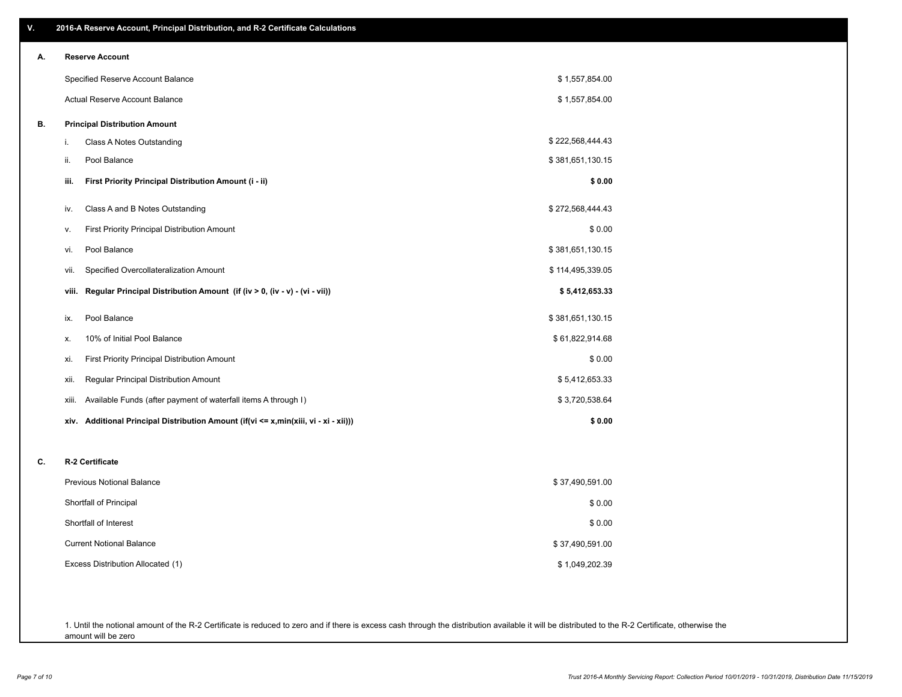## V. 2016-A Reserve Account, Principal Distribution, and R-2 Certificate Calculations

### A. Reserve Account

| | |
|---|---|
| Specified Reserve Account Balance | $ 1,557,854.00 |
| Actual Reserve Account Balance | $ 1,557,854.00 |

### B. Principal Distribution Amount

| | | |
|---|---|---|
| i. | Class A Notes Outstanding | $ 222,568,444.43 |
| ii. | Pool Balance | $ 381,651,130.15 |
| **iii.** | **First Priority Principal Distribution Amount (i - ii)** | **$ 0.00** |
| iv. | Class A and B Notes Outstanding | $ 272,568,444.43 |
| v. | First Priority Principal Distribution Amount | $ 0.00 |
| vi. | Pool Balance | $ 381,651,130.15 |
| vii. | Specified Overcollateralization Amount | $ 114,495,339.05 |
| **viii.** | **Regular Principal Distribution Amount (if (iv > 0, (iv - v) - (vi - vii))** | **$ 5,412,653.33** |
| ix. | Pool Balance | $ 381,651,130.15 |
| x. | 10% of Initial Pool Balance | $ 61,822,914.68 |
| xi. | First Priority Principal Distribution Amount | $ 0.00 |
| xii. | Regular Principal Distribution Amount | $ 5,412,653.33 |
| xiii. | Available Funds (after payment of waterfall items A through I) | $ 3,720,538.64 |
| **xiv.** | **Additional Principal Distribution Amount (if(vi <= x,min(xiii, vi - xi - xii)))** | **$ 0.00** |

### C. R-2 Certificate

| | |
|---|---|
| Previous Notional Balance | $ 37,490,591.00 |
| Shortfall of Principal | $ 0.00 |
| Shortfall of Interest | $ 0.00 |
| Current Notional Balance | $ 37,490,591.00 |
| Excess Distribution Allocated (1) | $ 1,049,202.39 |

1. Until the notional amount of the R-2 Certificate is reduced to zero and if there is excess cash through the distribution available it will be distributed to the R-2 Certificate, otherwise the amount will be zero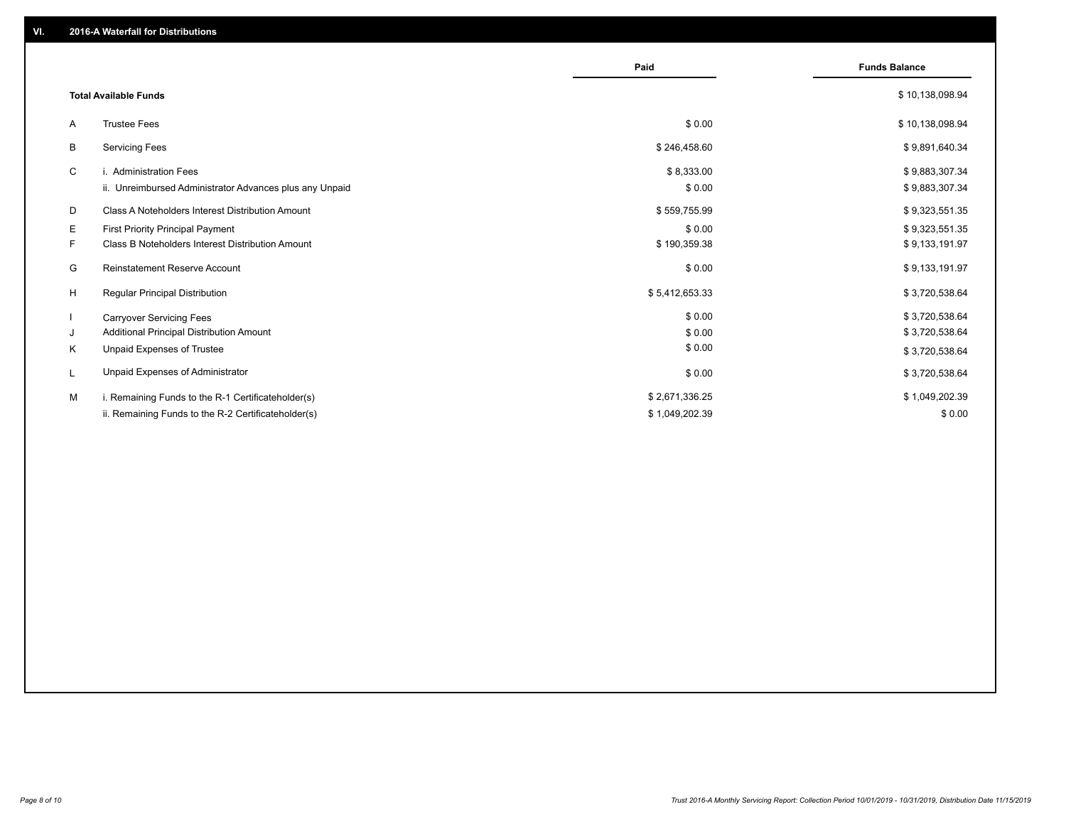## VI. 2016-A Waterfall for Distributions

| | | Paid | Funds Balance |
|---|---|---|---|
| | **Total Available Funds** | | $ 10,138,098.94 |
| A | Trustee Fees | $ 0.00 | $ 10,138,098.94 |
| B | Servicing Fees | $ 246,458.60 | $ 9,891,640.34 |
| C | i. Administration Fees | $ 8,333.00 | $ 9,883,307.34 |
| | ii. Unreimbursed Administrator Advances plus any Unpaid | $ 0.00 | $ 9,883,307.34 |
| D | Class A Noteholders Interest Distribution Amount | $ 559,755.99 | $ 9,323,551.35 |
| E | First Priority Principal Payment | $ 0.00 | $ 9,323,551.35 |
| F | Class B Noteholders Interest Distribution Amount | $ 190,359.38 | $ 9,133,191.97 |
| G | Reinstatement Reserve Account | $ 0.00 | $ 9,133,191.97 |
| H | Regular Principal Distribution | $ 5,412,653.33 | $ 3,720,538.64 |
| I | Carryover Servicing Fees | $ 0.00 | $ 3,720,538.64 |
| J | Additional Principal Distribution Amount | $ 0.00 | $ 3,720,538.64 |
| K | Unpaid Expenses of Trustee | $ 0.00 | $ 3,720,538.64 |
| L | Unpaid Expenses of Administrator | $ 0.00 | $ 3,720,538.64 |
| M | i. Remaining Funds to the R-1 Certificateholder(s) | $ 2,671,336.25 | $ 1,049,202.39 |
| | ii. Remaining Funds to the R-2 Certificateholder(s) | $ 1,049,202.39 | $ 0.00 |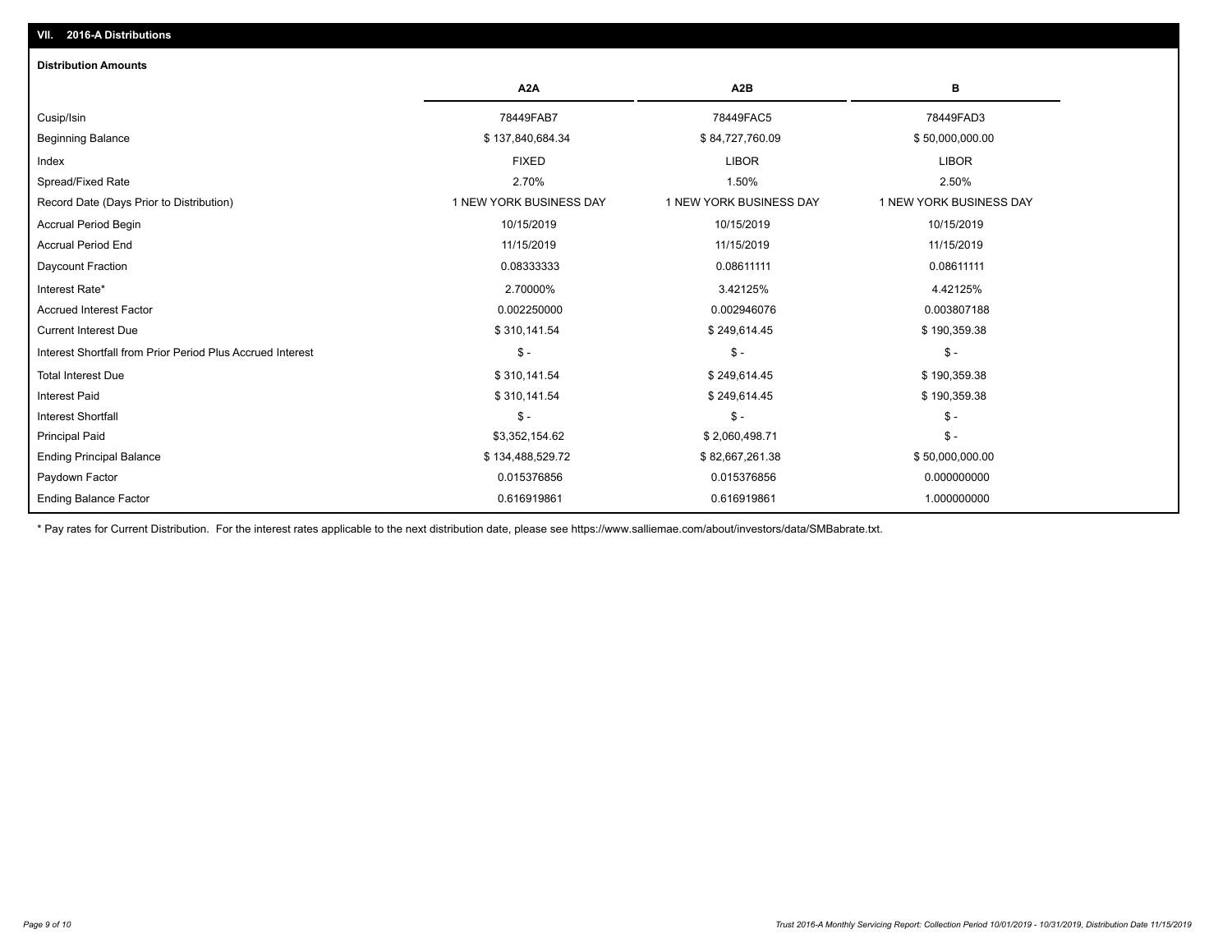## VII. 2016-A Distributions

### Distribution Amounts

| | A2A | A2B | B |
|---|---|---|---|
| Cusip/Isin | 78449FAB7 | 78449FAC5 | 78449FAD3 |
| Beginning Balance | $ 137,840,684.34 | $ 84,727,760.09 | $ 50,000,000.00 |
| Index | FIXED | LIBOR | LIBOR |
| Spread/Fixed Rate | 2.70% | 1.50% | 2.50% |
| Record Date (Days Prior to Distribution) | 1 NEW YORK BUSINESS DAY | 1 NEW YORK BUSINESS DAY | 1 NEW YORK BUSINESS DAY |
| Accrual Period Begin | 10/15/2019 | 10/15/2019 | 10/15/2019 |
| Accrual Period End | 11/15/2019 | 11/15/2019 | 11/15/2019 |
| Daycount Fraction | 0.08333333 | 0.08611111 | 0.08611111 |
| Interest Rate* | 2.70000% | 3.42125% | 4.42125% |
| Accrued Interest Factor | 0.002250000 | 0.002946076 | 0.003807188 |
| Current Interest Due | $ 310,141.54 | $ 249,614.45 | $ 190,359.38 |
| Interest Shortfall from Prior Period Plus Accrued Interest | $ - | $ - | $ - |
| Total Interest Due | $ 310,141.54 | $ 249,614.45 | $ 190,359.38 |
| Interest Paid | $ 310,141.54 | $ 249,614.45 | $ 190,359.38 |
| Interest Shortfall | $ - | $ - | $ - |
| Principal Paid | $3,352,154.62 | $ 2,060,498.71 | $ - |
| Ending Principal Balance | $ 134,488,529.72 | $ 82,667,261.38 | $ 50,000,000.00 |
| Paydown Factor | 0.015376856 | 0.015376856 | 0.000000000 |
| Ending Balance Factor | 0.616919861 | 0.616919861 | 1.000000000 |

* Pay rates for Current Distribution. For the interest rates applicable to the next distribution date, please see https://www.salliemae.com/about/investors/data/SMBabrate.txt.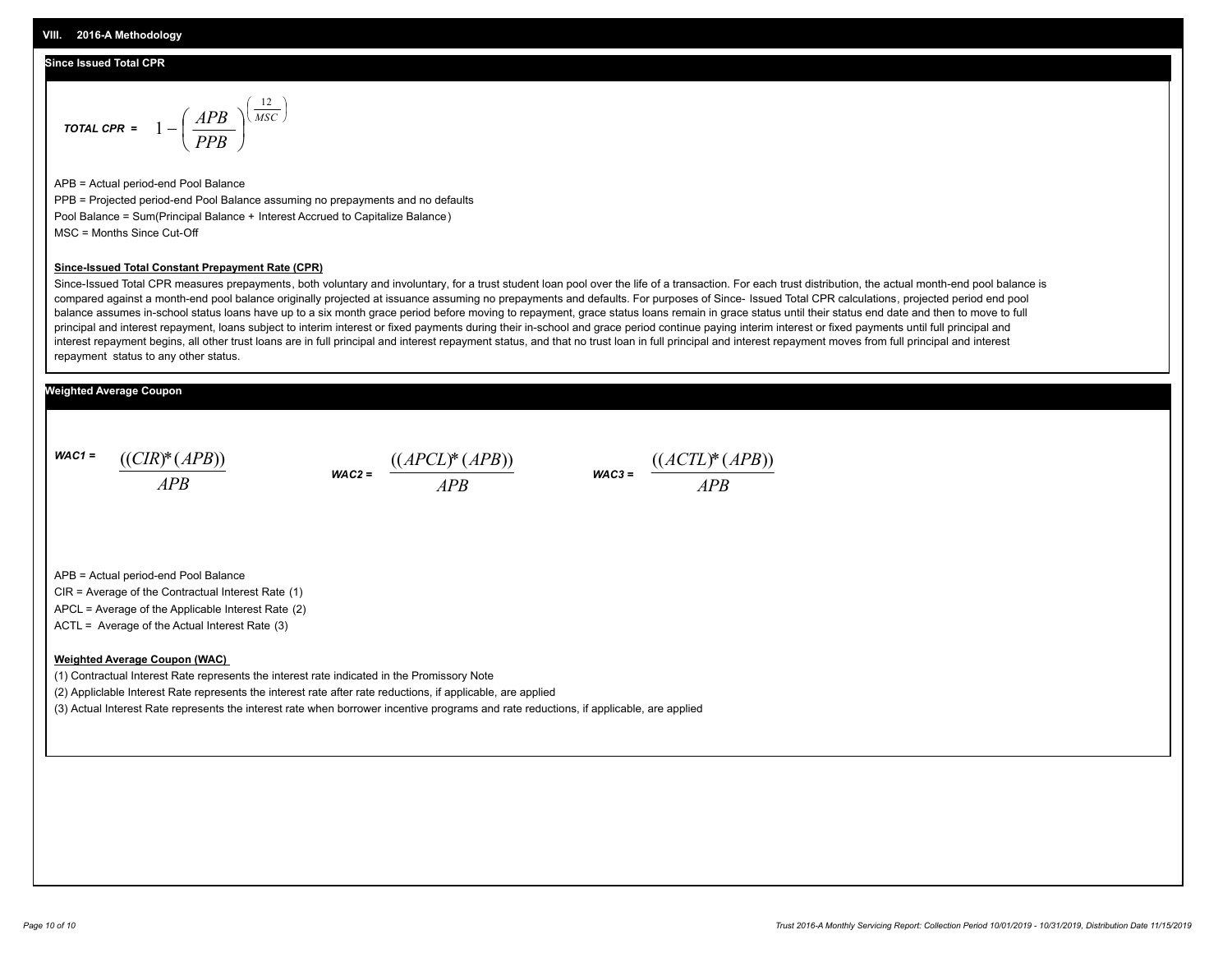## VIII. 2016-A Methodology

### Since Issued Total CPR

$$\textit{TOTAL CPR} = 1 - \left(\frac{APB}{PPB}\right)^{\left(\frac{12}{MSC}\right)}$$

APB = Actual period-end Pool Balance

PPB = Projected period-end Pool Balance assuming no prepayments and no defaults

Pool Balance = Sum(Principal Balance + Interest Accrued to Capitalize Balance)

MSC = Months Since Cut-Off

**Since-Issued Total Constant Prepayment Rate (CPR)**

Since-Issued Total CPR measures prepayments, both voluntary and involuntary, for a trust student loan pool over the life of a transaction. For each trust distribution, the actual month-end pool balance is compared against a month-end pool balance originally projected at issuance assuming no prepayments and defaults. For purposes of Since- Issued Total CPR calculations, projected period end pool balance assumes in-school status loans have up to a six month grace period before moving to repayment, grace status loans remain in grace status until their status end date and then to move to full principal and interest repayment, loans subject to interim interest or fixed payments during their in-school and grace period continue paying interim interest or fixed payments until full principal and interest repayment begins, all other trust loans are in full principal and interest repayment status, and that no trust loan in full principal and interest repayment moves from full principal and interest repayment status to any other status.

### Weighted Average Coupon

$$\textit{WAC1} = \frac{((CIR)^*(APB))}{APB} \qquad \textit{WAC2} = \frac{((APCL)^*(APB))}{APB} \qquad \textit{WAC3} = \frac{((ACTL)^*(APB))}{APB}$$

APB = Actual period-end Pool Balance

CIR = Average of the Contractual Interest Rate (1)

APCL = Average of the Applicable Interest Rate (2)

ACTL = Average of the Actual Interest Rate (3)

**Weighted Average Coupon (WAC)**

(1) Contractual Interest Rate represents the interest rate indicated in the Promissory Note

(2) Appliclable Interest Rate represents the interest rate after rate reductions, if applicable, are applied

(3) Actual Interest Rate represents the interest rate when borrower incentive programs and rate reductions, if applicable, are applied